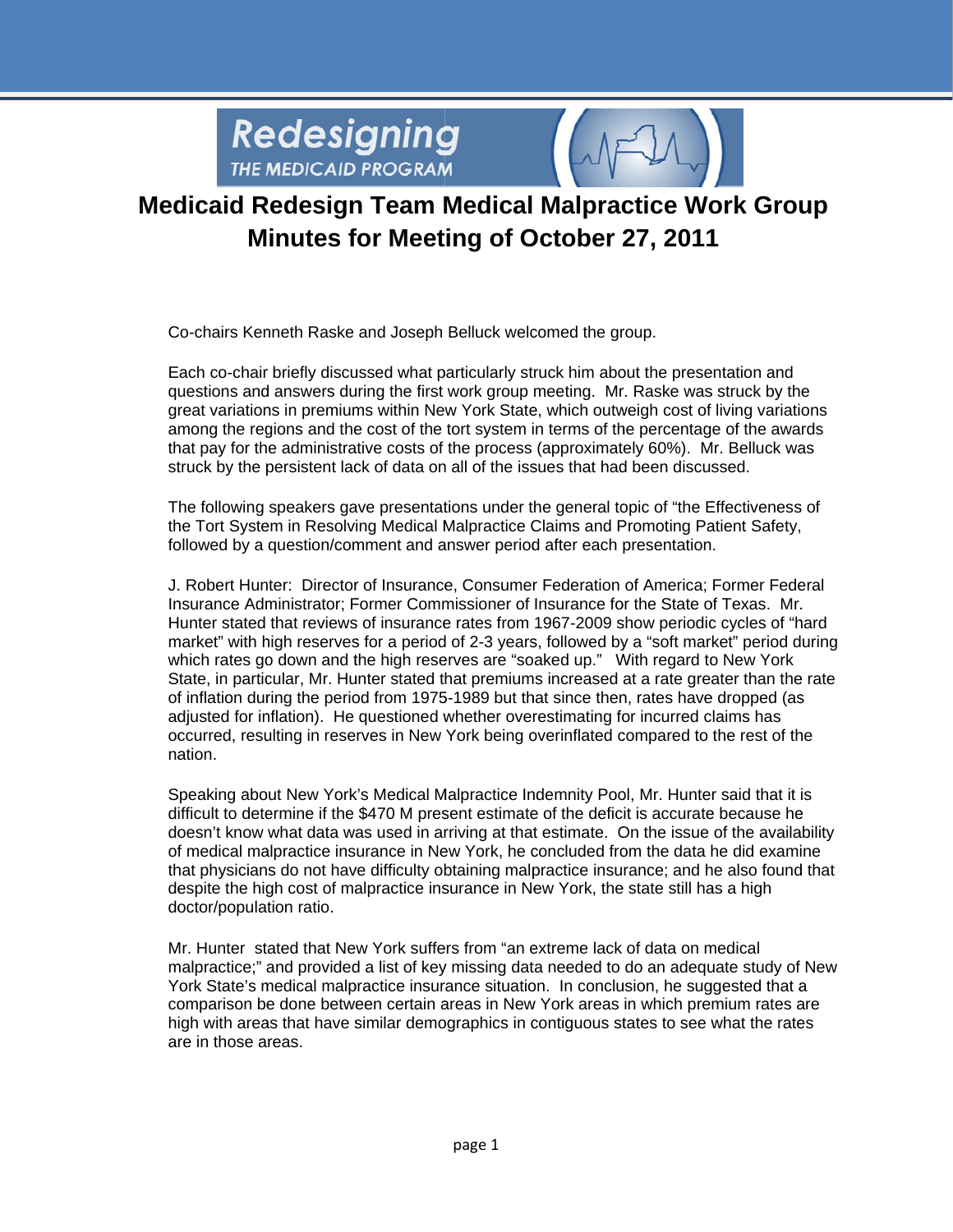Redesigning THE MEDICAID PROGRAM

# Medicaid Redesign Team Medical Malpractice Work Group Minutes for Meeting of October 27, 2011

Co-chairs Kenneth Raske and Joseph Belluck welcomed the group.

Each co-chair briefly discussed what particularly struck him about the presentation and questions and answers during the first work group meeting. Mr. Raske was struck by the great variations in premiums within New York State, which outweigh cost of living variations among the regions and the cost of the tort system in terms of the percentage of the awards that pay for the administrative costs of the process (approximately 60%). Mr. Belluck was struck by the persistent lack of data on all of the issues that had been discussed.

The following speakers gave presentations under the general topic of "the Effectiveness of the Tort System in Resolving Medical Malpractice Claims and Promoting Patient Safety, followed by a question/comment and answer period after each presentation.

J. Robert Hunter: Director of Insurance, Consumer Federation of America; Former Federal Insurance Administrator; Former Commissioner of Insurance for the State of Texas. Mr. Hunter stated that reviews of insurance rates from 1967-2009 show periodic cycles of "hard market" with high reserves for a period of 2-3 years, followed by a "soft market" period during which rates go down and the high reserves are "soaked up." With regard to New York State, in particular, Mr. Hunter stated that premiums increased at a rate greater than the rate of inflation during the period from 1975-1989 but that since then, rates have dropped (as adjusted for inflation). He questioned whether overestimating for incurred claims has occurred, resulting in reserves in New York being overinflated compared to the rest of the nation.

Speaking about New York's Medical Malpractice Indemnity Pool, Mr. Hunter said that it is difficult to determine if the $470 M present estimate of the deficit is accurate because he doesn't know what data was used in arriving at that estimate. On the issue of the availability of medical malpractice insurance in New York, he concluded from the data he did examine that physicians do not have difficulty obtaining malpractice insurance; and he also found that despite the high cost of malpractice insurance in New York, the state still has a high doctor/population ratio.

Mr. Hunter stated that New York suffers from "an extreme lack of data on medical malpractice;" and provided a list of key missing data needed to do an adequate study of New York State's medical malpractice insurance situation. In conclusion, he suggested that a comparison be done between certain areas in New York areas in which premium rates are high with areas that have similar demographics in contiguous states to see what the rates are in those areas.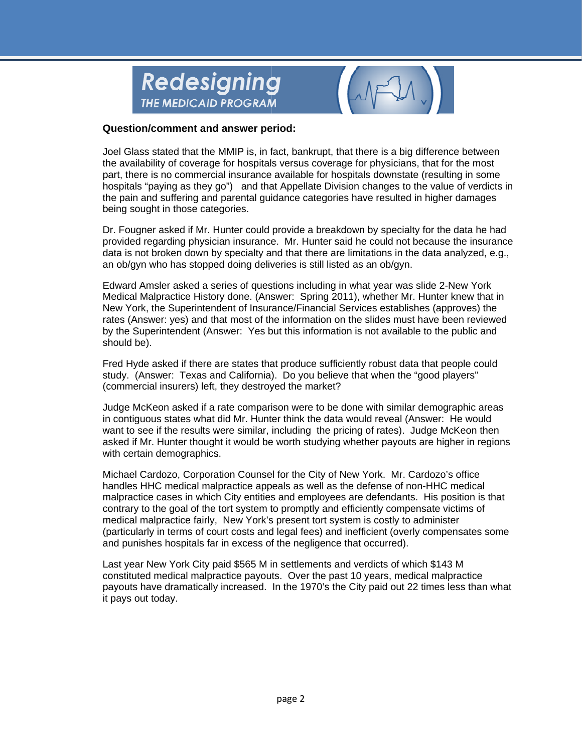**Question/comment and answer period:**

Joel Glass stated that the MMIP is, in fact, bankrupt, that there is a big difference between the availability of coverage for hospitals versus coverage for physicians, that for the most part, there is no commercial insurance available for hospitals downstate (resulting in some hospitals "paying as they go") and that Appellate Division changes to the value of verdicts in the pain and suffering and parental guidance categories have resulted in higher damages being sought in those categories.

Dr. Fougner asked if Mr. Hunter could provide a breakdown by specialty for the data he had provided regarding physician insurance. Mr. Hunter said he could not because the insurance data is not broken down by specialty and that there are limitations in the data analyzed, e.g., an ob/gyn who has stopped doing deliveries is still listed as an ob/gyn.

Edward Amsler asked a series of questions including in what year was slide 2-New York Medical Malpractice History done. (Answer: Spring 2011), whether Mr. Hunter knew that in New York, the Superintendent of Insurance/Financial Services establishes (approves) the rates (Answer: yes) and that most of the information on the slides must have been reviewed by the Superintendent (Answer: Yes but this information is not available to the public and should be).

Fred Hyde asked if there are states that produce sufficiently robust data that people could study. (Answer: Texas and California). Do you believe that when the "good players" (commercial insurers) left, they destroyed the market?

Judge McKeon asked if a rate comparison were to be done with similar demographic areas in contiguous states what did Mr. Hunter think the data would reveal (Answer: He would want to see if the results were similar, including the pricing of rates). Judge McKeon then asked if Mr. Hunter thought it would be worth studying whether payouts are higher in regions with certain demographics.

Michael Cardozo, Corporation Counsel for the City of New York. Mr. Cardozo's office handles HHC medical malpractice appeals as well as the defense of non-HHC medical malpractice cases in which City entities and employees are defendants. His position is that contrary to the goal of the tort system to promptly and efficiently compensate victims of medical malpractice fairly, New York's present tort system is costly to administer (particularly in terms of court costs and legal fees) and inefficient (overly compensates some and punishes hospitals far in excess of the negligence that occurred).

Last year New York City paid $565 M in settlements and verdicts of which $143 M constituted medical malpractice payouts. Over the past 10 years, medical malpractice payouts have dramatically increased. In the 1970's the City paid out 22 times less than what it pays out today.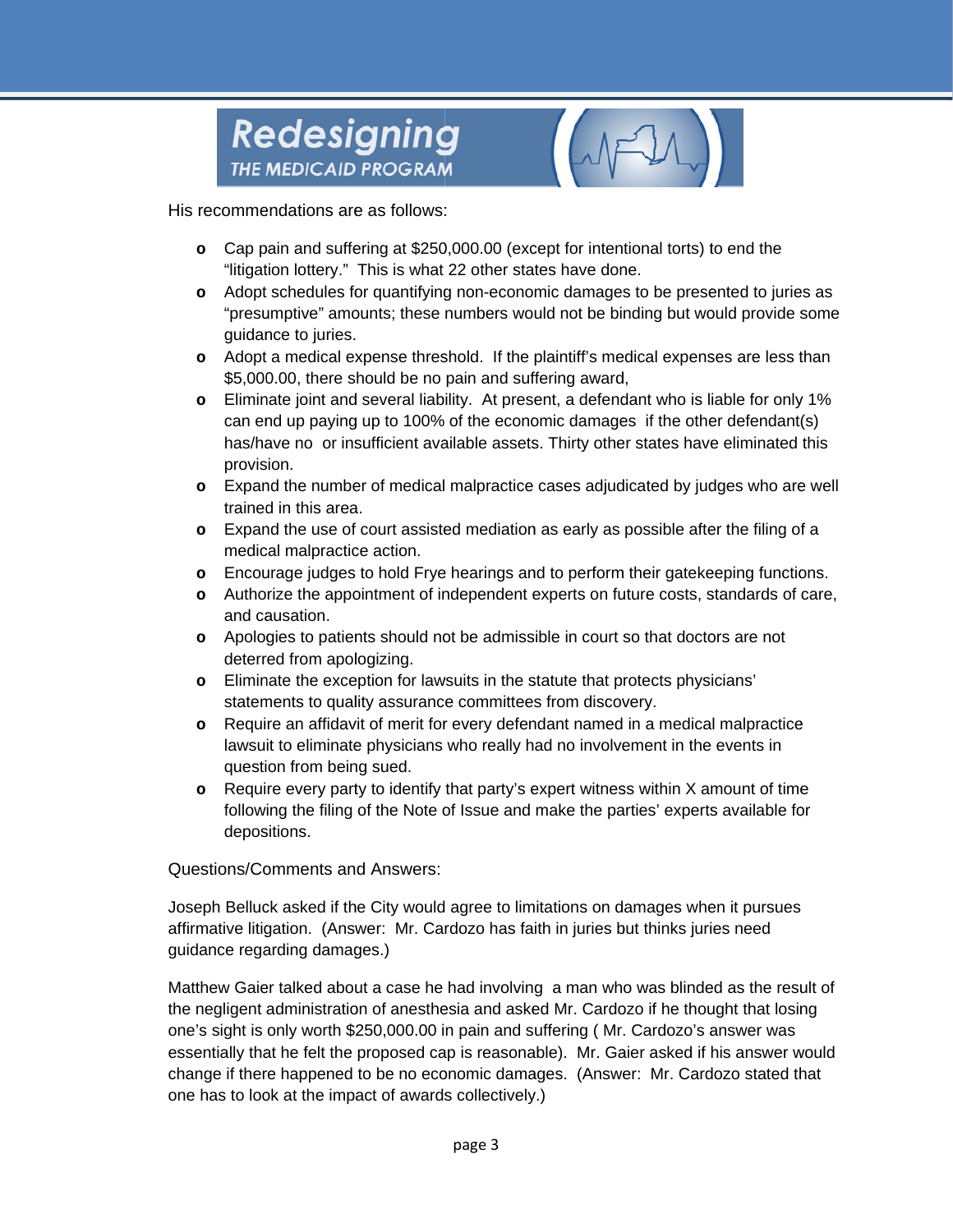His recommendations are as follows:

- Cap pain and suffering at $250,000.00 (except for intentional torts) to end the "litigation lottery." This is what 22 other states have done.
- Adopt schedules for quantifying non-economic damages to be presented to juries as "presumptive" amounts; these numbers would not be binding but would provide some guidance to juries.
- Adopt a medical expense threshold. If the plaintiff's medical expenses are less than $5,000.00, there should be no pain and suffering award,
- Eliminate joint and several liability. At present, a defendant who is liable for only 1% can end up paying up to 100% of the economic damages if the other defendant(s) has/have no or insufficient available assets. Thirty other states have eliminated this provision.
- Expand the number of medical malpractice cases adjudicated by judges who are well trained in this area.
- Expand the use of court assisted mediation as early as possible after the filing of a medical malpractice action.
- Encourage judges to hold Frye hearings and to perform their gatekeeping functions.
- Authorize the appointment of independent experts on future costs, standards of care, and causation.
- Apologies to patients should not be admissible in court so that doctors are not deterred from apologizing.
- Eliminate the exception for lawsuits in the statute that protects physicians' statements to quality assurance committees from discovery.
- Require an affidavit of merit for every defendant named in a medical malpractice lawsuit to eliminate physicians who really had no involvement in the events in question from being sued.
- Require every party to identify that party's expert witness within X amount of time following the filing of the Note of Issue and make the parties' experts available for depositions.

Questions/Comments and Answers:

Joseph Belluck asked if the City would agree to limitations on damages when it pursues affirmative litigation. (Answer: Mr. Cardozo has faith in juries but thinks juries need guidance regarding damages.)

Matthew Gaier talked about a case he had involving a man who was blinded as the result of the negligent administration of anesthesia and asked Mr. Cardozo if he thought that losing one's sight is only worth $250,000.00 in pain and suffering ( Mr. Cardozo's answer was essentially that he felt the proposed cap is reasonable). Mr. Gaier asked if his answer would change if there happened to be no economic damages. (Answer: Mr. Cardozo stated that one has to look at the impact of awards collectively.)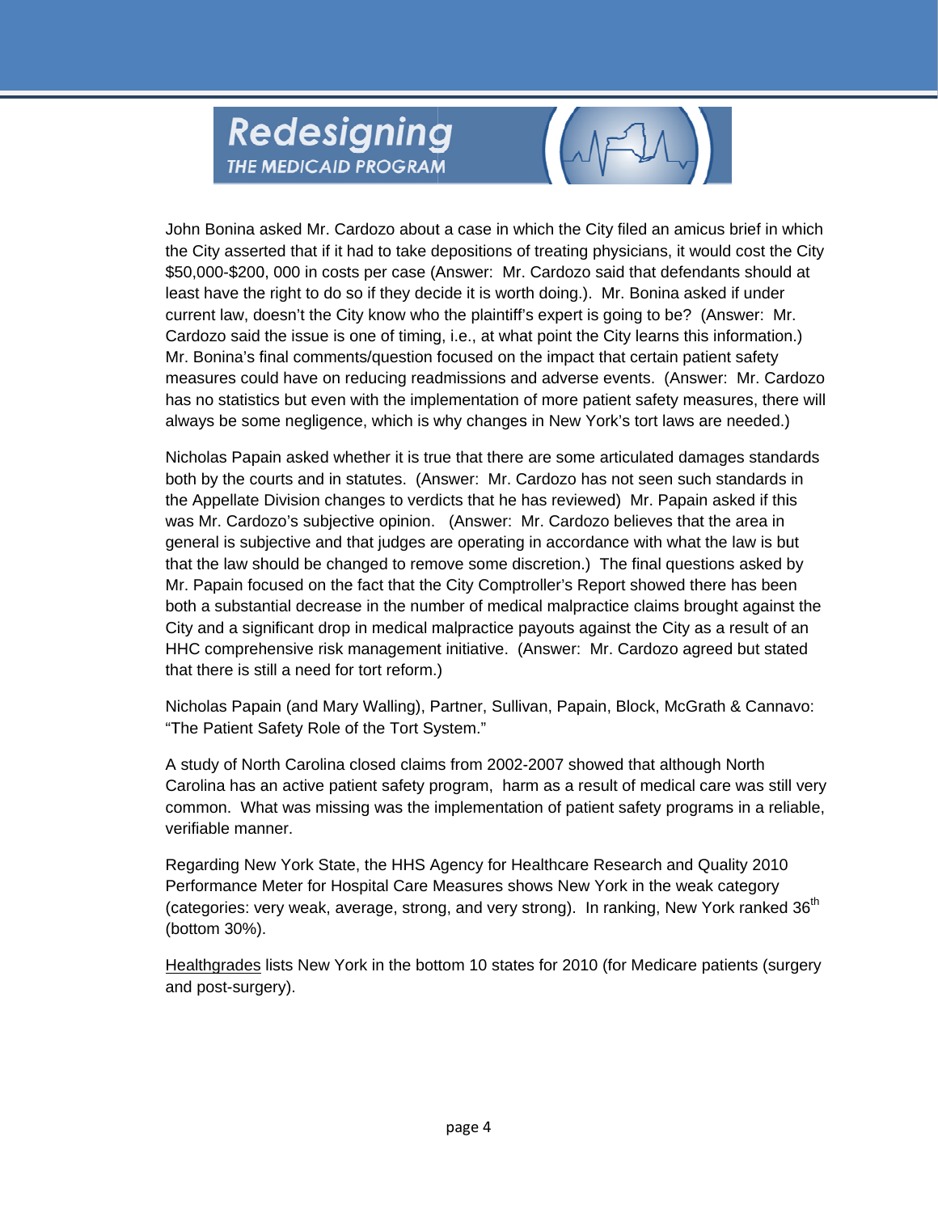John Bonina asked Mr. Cardozo about a case in which the City filed an amicus brief in which the City asserted that if it had to take depositions of treating physicians, it would cost the City \$50,000-\$200, 000 in costs per case (Answer: Mr. Cardozo said that defendants should at least have the right to do so if they decide it is worth doing.). Mr. Bonina asked if under current law, doesn't the City know who the plaintiff's expert is going to be? (Answer: Mr. Cardozo said the issue is one of timing, i.e., at what point the City learns this information.) Mr. Bonina's final comments/question focused on the impact that certain patient safety measures could have on reducing readmissions and adverse events. (Answer: Mr. Cardozo has no statistics but even with the implementation of more patient safety measures, there will always be some negligence, which is why changes in New York's tort laws are needed.)

Nicholas Papain asked whether it is true that there are some articulated damages standards both by the courts and in statutes. (Answer: Mr. Cardozo has not seen such standards in the Appellate Division changes to verdicts that he has reviewed) Mr. Papain asked if this was Mr. Cardozo's subjective opinion. (Answer: Mr. Cardozo believes that the area in general is subjective and that judges are operating in accordance with what the law is but that the law should be changed to remove some discretion.) The final questions asked by Mr. Papain focused on the fact that the City Comptroller's Report showed there has been both a substantial decrease in the number of medical malpractice claims brought against the City and a significant drop in medical malpractice payouts against the City as a result of an HHC comprehensive risk management initiative. (Answer: Mr. Cardozo agreed but stated that there is still a need for tort reform.)

Nicholas Papain (and Mary Walling), Partner, Sullivan, Papain, Block, McGrath & Cannavo: "The Patient Safety Role of the Tort System."

A study of North Carolina closed claims from 2002-2007 showed that although North Carolina has an active patient safety program, harm as a result of medical care was still very common. What was missing was the implementation of patient safety programs in a reliable, verifiable manner.

Regarding New York State, the HHS Agency for Healthcare Research and Quality 2010 Performance Meter for Hospital Care Measures shows New York in the weak category (categories: very weak, average, strong, and very strong). In ranking, New York ranked 36th (bottom 30%).

Healthgrades lists New York in the bottom 10 states for 2010 (for Medicare patients (surgery and post-surgery).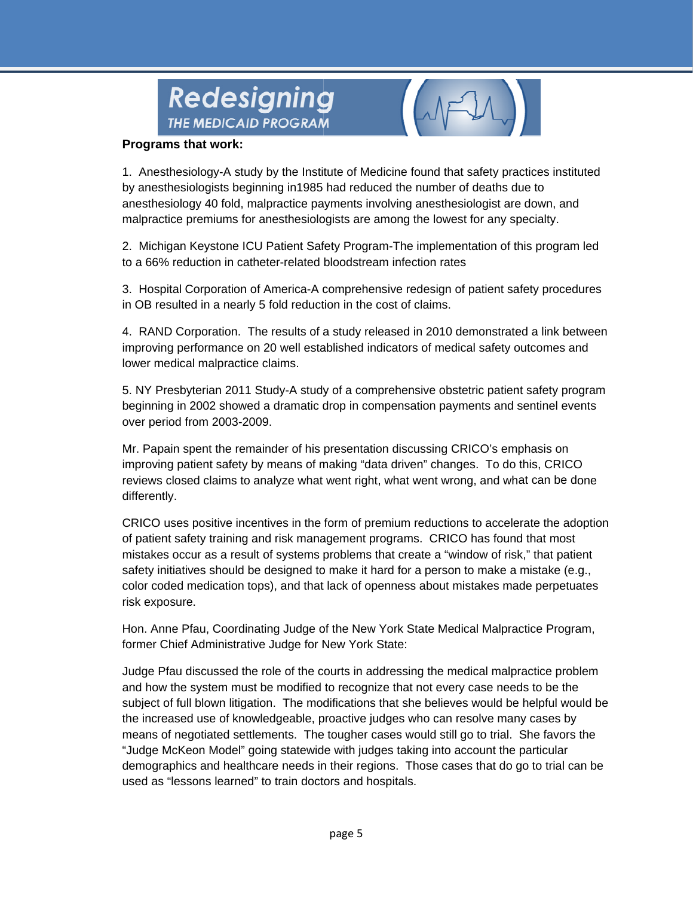**Programs that work:**

1. Anesthesiology-A study by the Institute of Medicine found that safety practices instituted by anesthesiologists beginning in1985 had reduced the number of deaths due to anesthesiology 40 fold, malpractice payments involving anesthesiologist are down, and malpractice premiums for anesthesiologists are among the lowest for any specialty.

2. Michigan Keystone ICU Patient Safety Program-The implementation of this program led to a 66% reduction in catheter-related bloodstream infection rates

3. Hospital Corporation of America-A comprehensive redesign of patient safety procedures in OB resulted in a nearly 5 fold reduction in the cost of claims.

4. RAND Corporation. The results of a study released in 2010 demonstrated a link between improving performance on 20 well established indicators of medical safety outcomes and lower medical malpractice claims.

5. NY Presbyterian 2011 Study-A study of a comprehensive obstetric patient safety program beginning in 2002 showed a dramatic drop in compensation payments and sentinel events over period from 2003-2009.

Mr. Papain spent the remainder of his presentation discussing CRICO's emphasis on improving patient safety by means of making "data driven" changes. To do this, CRICO reviews closed claims to analyze what went right, what went wrong, and what can be done differently.

CRICO uses positive incentives in the form of premium reductions to accelerate the adoption of patient safety training and risk management programs. CRICO has found that most mistakes occur as a result of systems problems that create a "window of risk," that patient safety initiatives should be designed to make it hard for a person to make a mistake (e.g., color coded medication tops), and that lack of openness about mistakes made perpetuates risk exposure.

Hon. Anne Pfau, Coordinating Judge of the New York State Medical Malpractice Program, former Chief Administrative Judge for New York State:

Judge Pfau discussed the role of the courts in addressing the medical malpractice problem and how the system must be modified to recognize that not every case needs to be the subject of full blown litigation. The modifications that she believes would be helpful would be the increased use of knowledgeable, proactive judges who can resolve many cases by means of negotiated settlements. The tougher cases would still go to trial. She favors the "Judge McKeon Model" going statewide with judges taking into account the particular demographics and healthcare needs in their regions. Those cases that do go to trial can be used as "lessons learned" to train doctors and hospitals.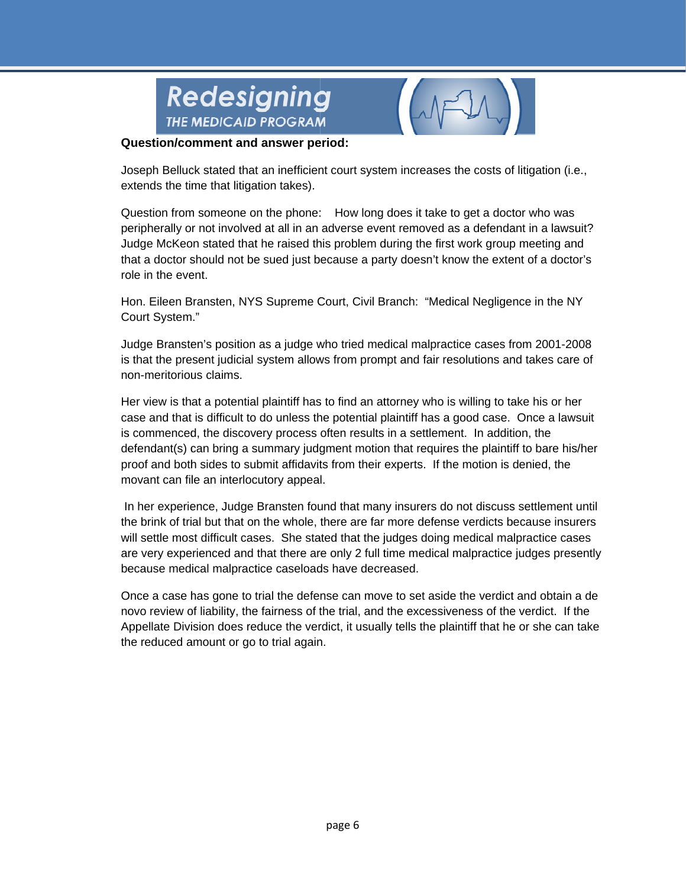**Question/comment and answer period:**

Joseph Belluck stated that an inefficient court system increases the costs of litigation (i.e., extends the time that litigation takes).

Question from someone on the phone: How long does it take to get a doctor who was peripherally or not involved at all in an adverse event removed as a defendant in a lawsuit? Judge McKeon stated that he raised this problem during the first work group meeting and that a doctor should not be sued just because a party doesn't know the extent of a doctor's role in the event.

Hon. Eileen Bransten, NYS Supreme Court, Civil Branch: "Medical Negligence in the NY Court System."

Judge Bransten's position as a judge who tried medical malpractice cases from 2001-2008 is that the present judicial system allows from prompt and fair resolutions and takes care of non-meritorious claims.

Her view is that a potential plaintiff has to find an attorney who is willing to take his or her case and that is difficult to do unless the potential plaintiff has a good case. Once a lawsuit is commenced, the discovery process often results in a settlement. In addition, the defendant(s) can bring a summary judgment motion that requires the plaintiff to bare his/her proof and both sides to submit affidavits from their experts. If the motion is denied, the movant can file an interlocutory appeal.

In her experience, Judge Bransten found that many insurers do not discuss settlement until the brink of trial but that on the whole, there are far more defense verdicts because insurers will settle most difficult cases. She stated that the judges doing medical malpractice cases are very experienced and that there are only 2 full time medical malpractice judges presently because medical malpractice caseloads have decreased.

Once a case has gone to trial the defense can move to set aside the verdict and obtain a de novo review of liability, the fairness of the trial, and the excessiveness of the verdict. If the Appellate Division does reduce the verdict, it usually tells the plaintiff that he or she can take the reduced amount or go to trial again.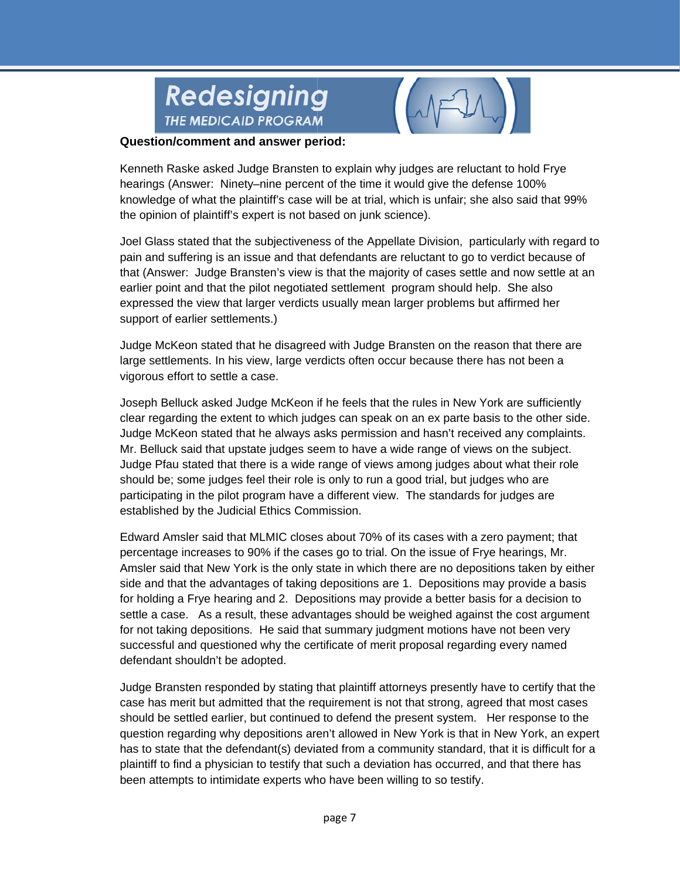**Question/comment and answer period:**

Kenneth Raske asked Judge Bransten to explain why judges are reluctant to hold Frye hearings (Answer: Ninety–nine percent of the time it would give the defense 100% knowledge of what the plaintiff's case will be at trial, which is unfair; she also said that 99% the opinion of plaintiff's expert is not based on junk science).

Joel Glass stated that the subjectiveness of the Appellate Division, particularly with regard to pain and suffering is an issue and that defendants are reluctant to go to verdict because of that (Answer: Judge Bransten's view is that the majority of cases settle and now settle at an earlier point and that the pilot negotiated settlement program should help. She also expressed the view that larger verdicts usually mean larger problems but affirmed her support of earlier settlements.)

Judge McKeon stated that he disagreed with Judge Bransten on the reason that there are large settlements. In his view, large verdicts often occur because there has not been a vigorous effort to settle a case.

Joseph Belluck asked Judge McKeon if he feels that the rules in New York are sufficiently clear regarding the extent to which judges can speak on an ex parte basis to the other side. Judge McKeon stated that he always asks permission and hasn't received any complaints. Mr. Belluck said that upstate judges seem to have a wide range of views on the subject. Judge Pfau stated that there is a wide range of views among judges about what their role should be; some judges feel their role is only to run a good trial, but judges who are participating in the pilot program have a different view. The standards for judges are established by the Judicial Ethics Commission.

Edward Amsler said that MLMIC closes about 70% of its cases with a zero payment; that percentage increases to 90% if the cases go to trial. On the issue of Frye hearings, Mr. Amsler said that New York is the only state in which there are no depositions taken by either side and that the advantages of taking depositions are 1. Depositions may provide a basis for holding a Frye hearing and 2. Depositions may provide a better basis for a decision to settle a case. As a result, these advantages should be weighed against the cost argument for not taking depositions. He said that summary judgment motions have not been very successful and questioned why the certificate of merit proposal regarding every named defendant shouldn't be adopted.

Judge Bransten responded by stating that plaintiff attorneys presently have to certify that the case has merit but admitted that the requirement is not that strong, agreed that most cases should be settled earlier, but continued to defend the present system. Her response to the question regarding why depositions aren't allowed in New York is that in New York, an expert has to state that the defendant(s) deviated from a community standard, that it is difficult for a plaintiff to find a physician to testify that such a deviation has occurred, and that there has been attempts to intimidate experts who have been willing to so testify.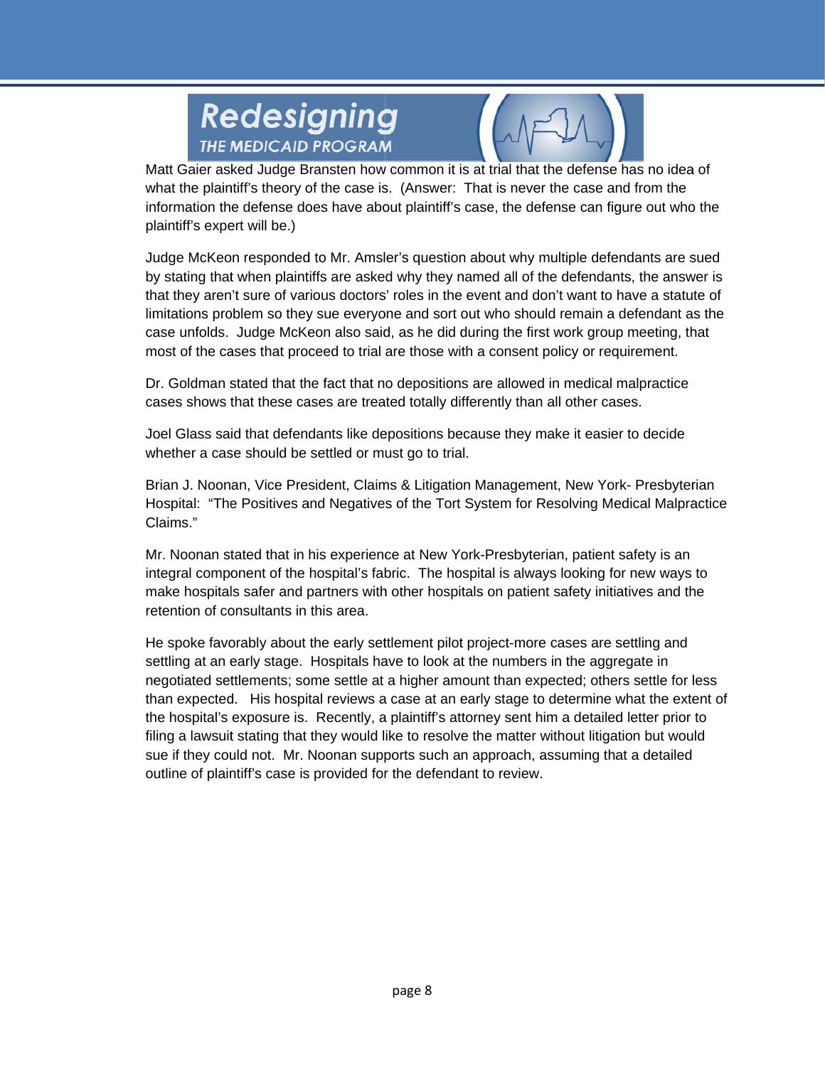Matt Gaier asked Judge Bransten how common it is at trial that the defense has no idea of what the plaintiff's theory of the case is. (Answer: That is never the case and from the information the defense does have about plaintiff's case, the defense can figure out who the plaintiff's expert will be.)

Judge McKeon responded to Mr. Amsler's question about why multiple defendants are sued by stating that when plaintiffs are asked why they named all of the defendants, the answer is that they aren't sure of various doctors' roles in the event and don't want to have a statute of limitations problem so they sue everyone and sort out who should remain a defendant as the case unfolds. Judge McKeon also said, as he did during the first work group meeting, that most of the cases that proceed to trial are those with a consent policy or requirement.

Dr. Goldman stated that the fact that no depositions are allowed in medical malpractice cases shows that these cases are treated totally differently than all other cases.

Joel Glass said that defendants like depositions because they make it easier to decide whether a case should be settled or must go to trial.

Brian J. Noonan, Vice President, Claims & Litigation Management, New York- Presbyterian Hospital: "The Positives and Negatives of the Tort System for Resolving Medical Malpractice Claims."

Mr. Noonan stated that in his experience at New York-Presbyterian, patient safety is an integral component of the hospital's fabric. The hospital is always looking for new ways to make hospitals safer and partners with other hospitals on patient safety initiatives and the retention of consultants in this area.

He spoke favorably about the early settlement pilot project-more cases are settling and settling at an early stage. Hospitals have to look at the numbers in the aggregate in negotiated settlements; some settle at a higher amount than expected; others settle for less than expected. His hospital reviews a case at an early stage to determine what the extent of the hospital's exposure is. Recently, a plaintiff's attorney sent him a detailed letter prior to filing a lawsuit stating that they would like to resolve the matter without litigation but would sue if they could not. Mr. Noonan supports such an approach, assuming that a detailed outline of plaintiff's case is provided for the defendant to review.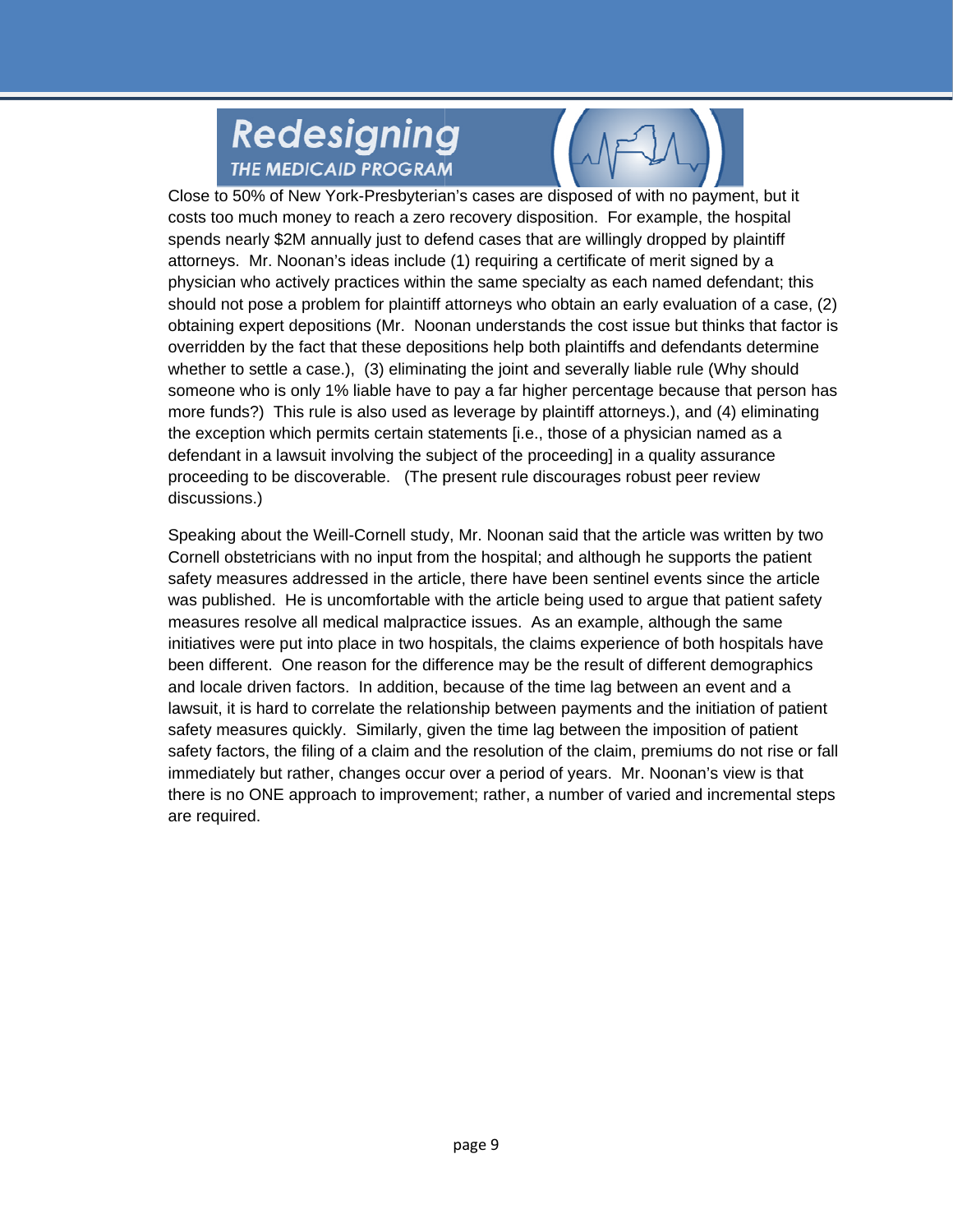Close to 50% of New York-Presbyterian's cases are disposed of with no payment, but it costs too much money to reach a zero recovery disposition. For example, the hospital spends nearly $2M annually just to defend cases that are willingly dropped by plaintiff attorneys. Mr. Noonan's ideas include (1) requiring a certificate of merit signed by a physician who actively practices within the same specialty as each named defendant; this should not pose a problem for plaintiff attorneys who obtain an early evaluation of a case, (2) obtaining expert depositions (Mr. Noonan understands the cost issue but thinks that factor is overridden by the fact that these depositions help both plaintiffs and defendants determine whether to settle a case.), (3) eliminating the joint and severally liable rule (Why should someone who is only 1% liable have to pay a far higher percentage because that person has more funds?) This rule is also used as leverage by plaintiff attorneys.), and (4) eliminating the exception which permits certain statements [i.e., those of a physician named as a defendant in a lawsuit involving the subject of the proceeding] in a quality assurance proceeding to be discoverable. (The present rule discourages robust peer review discussions.)

Speaking about the Weill-Cornell study, Mr. Noonan said that the article was written by two Cornell obstetricians with no input from the hospital; and although he supports the patient safety measures addressed in the article, there have been sentinel events since the article was published. He is uncomfortable with the article being used to argue that patient safety measures resolve all medical malpractice issues. As an example, although the same initiatives were put into place in two hospitals, the claims experience of both hospitals have been different. One reason for the difference may be the result of different demographics and locale driven factors. In addition, because of the time lag between an event and a lawsuit, it is hard to correlate the relationship between payments and the initiation of patient safety measures quickly. Similarly, given the time lag between the imposition of patient safety factors, the filing of a claim and the resolution of the claim, premiums do not rise or fall immediately but rather, changes occur over a period of years. Mr. Noonan's view is that there is no ONE approach to improvement; rather, a number of varied and incremental steps are required.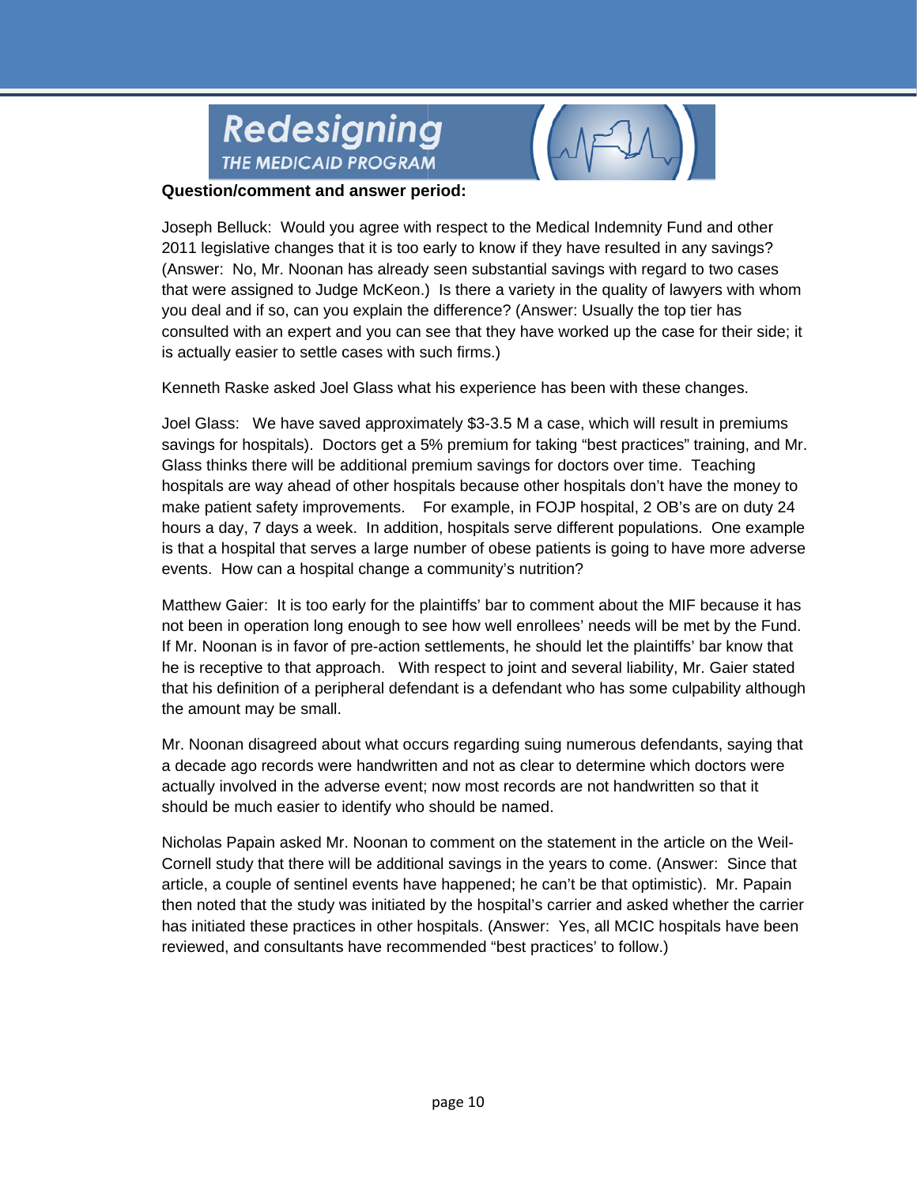**Question/comment and answer period:**

Joseph Belluck: Would you agree with respect to the Medical Indemnity Fund and other 2011 legislative changes that it is too early to know if they have resulted in any savings? (Answer: No, Mr. Noonan has already seen substantial savings with regard to two cases that were assigned to Judge McKeon.) Is there a variety in the quality of lawyers with whom you deal and if so, can you explain the difference? (Answer: Usually the top tier has consulted with an expert and you can see that they have worked up the case for their side; it is actually easier to settle cases with such firms.)

Kenneth Raske asked Joel Glass what his experience has been with these changes.

Joel Glass: We have saved approximately $3-3.5 M a case, which will result in premiums savings for hospitals). Doctors get a 5% premium for taking "best practices" training, and Mr. Glass thinks there will be additional premium savings for doctors over time. Teaching hospitals are way ahead of other hospitals because other hospitals don't have the money to make patient safety improvements. For example, in FOJP hospital, 2 OB's are on duty 24 hours a day, 7 days a week. In addition, hospitals serve different populations. One example is that a hospital that serves a large number of obese patients is going to have more adverse events. How can a hospital change a community's nutrition?

Matthew Gaier: It is too early for the plaintiffs' bar to comment about the MIF because it has not been in operation long enough to see how well enrollees' needs will be met by the Fund. If Mr. Noonan is in favor of pre-action settlements, he should let the plaintiffs' bar know that he is receptive to that approach. With respect to joint and several liability, Mr. Gaier stated that his definition of a peripheral defendant is a defendant who has some culpability although the amount may be small.

Mr. Noonan disagreed about what occurs regarding suing numerous defendants, saying that a decade ago records were handwritten and not as clear to determine which doctors were actually involved in the adverse event; now most records are not handwritten so that it should be much easier to identify who should be named.

Nicholas Papain asked Mr. Noonan to comment on the statement in the article on the Weil-Cornell study that there will be additional savings in the years to come. (Answer: Since that article, a couple of sentinel events have happened; he can't be that optimistic). Mr. Papain then noted that the study was initiated by the hospital's carrier and asked whether the carrier has initiated these practices in other hospitals. (Answer: Yes, all MCIC hospitals have been reviewed, and consultants have recommended "best practices' to follow.)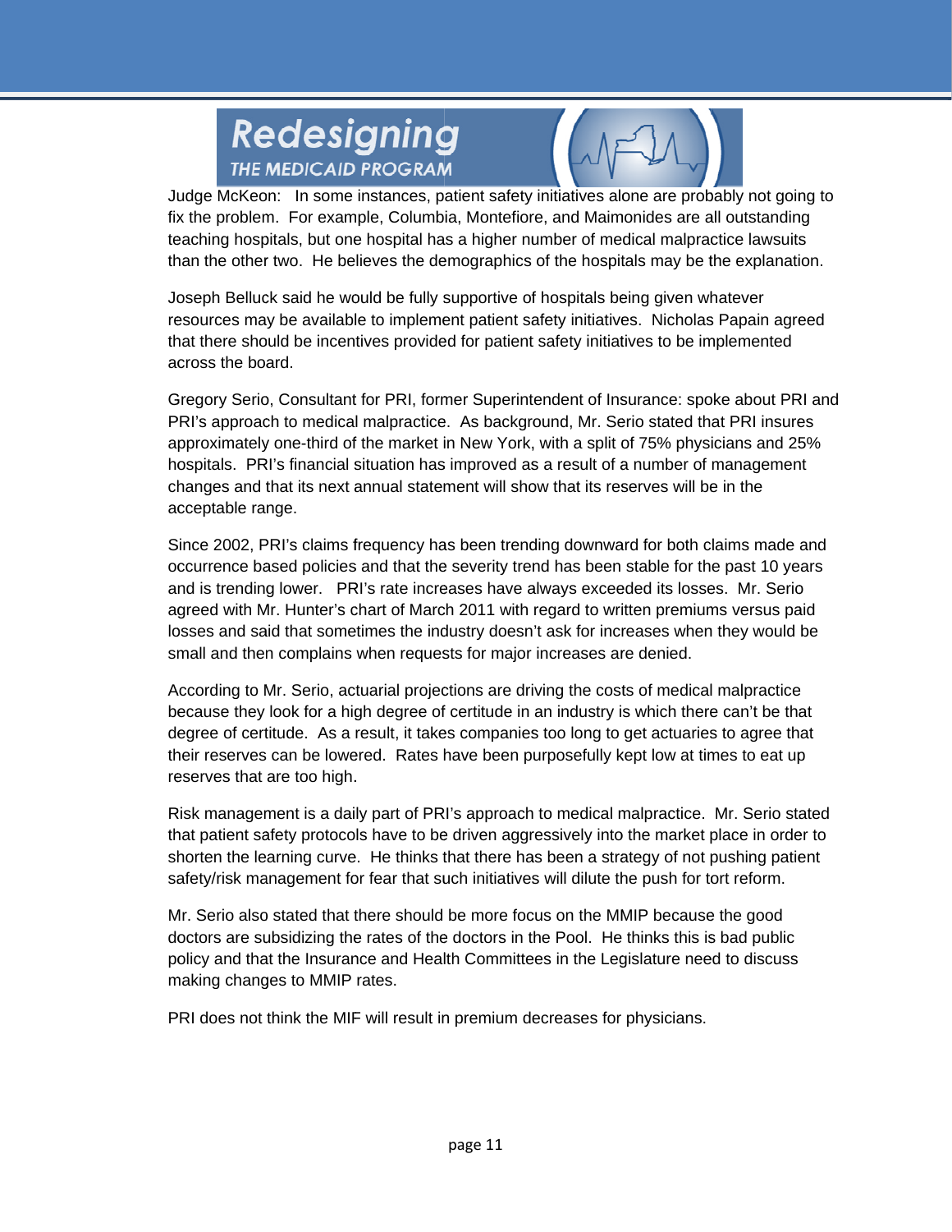Judge McKeon: In some instances, patient safety initiatives alone are probably not going to fix the problem. For example, Columbia, Montefiore, and Maimonides are all outstanding teaching hospitals, but one hospital has a higher number of medical malpractice lawsuits than the other two. He believes the demographics of the hospitals may be the explanation.

Joseph Belluck said he would be fully supportive of hospitals being given whatever resources may be available to implement patient safety initiatives. Nicholas Papain agreed that there should be incentives provided for patient safety initiatives to be implemented across the board.

Gregory Serio, Consultant for PRI, former Superintendent of Insurance: spoke about PRI and PRI's approach to medical malpractice. As background, Mr. Serio stated that PRI insures approximately one-third of the market in New York, with a split of 75% physicians and 25% hospitals. PRI's financial situation has improved as a result of a number of management changes and that its next annual statement will show that its reserves will be in the acceptable range.

Since 2002, PRI's claims frequency has been trending downward for both claims made and occurrence based policies and that the severity trend has been stable for the past 10 years and is trending lower. PRI's rate increases have always exceeded its losses. Mr. Serio agreed with Mr. Hunter's chart of March 2011 with regard to written premiums versus paid losses and said that sometimes the industry doesn't ask for increases when they would be small and then complains when requests for major increases are denied.

According to Mr. Serio, actuarial projections are driving the costs of medical malpractice because they look for a high degree of certitude in an industry is which there can't be that degree of certitude. As a result, it takes companies too long to get actuaries to agree that their reserves can be lowered. Rates have been purposefully kept low at times to eat up reserves that are too high.

Risk management is a daily part of PRI's approach to medical malpractice. Mr. Serio stated that patient safety protocols have to be driven aggressively into the market place in order to shorten the learning curve. He thinks that there has been a strategy of not pushing patient safety/risk management for fear that such initiatives will dilute the push for tort reform.

Mr. Serio also stated that there should be more focus on the MMIP because the good doctors are subsidizing the rates of the doctors in the Pool. He thinks this is bad public policy and that the Insurance and Health Committees in the Legislature need to discuss making changes to MMIP rates.

PRI does not think the MIF will result in premium decreases for physicians.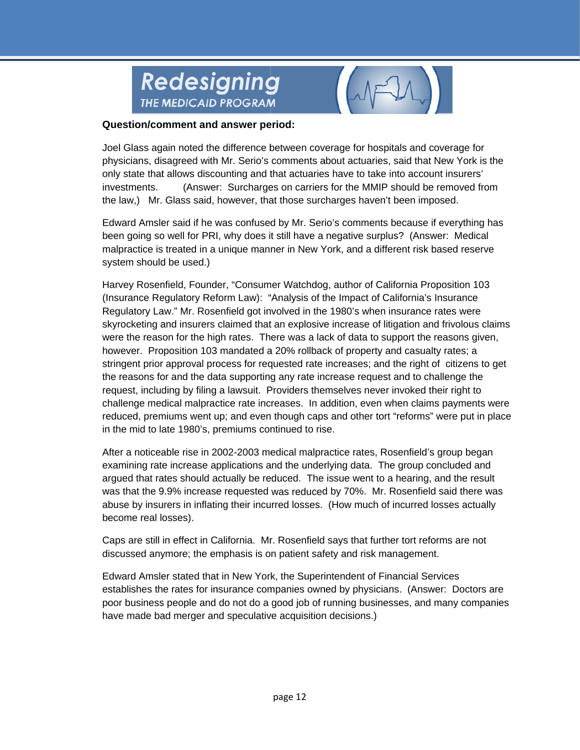**Question/comment and answer period:**

Joel Glass again noted the difference between coverage for hospitals and coverage for physicians, disagreed with Mr. Serio's comments about actuaries, said that New York is the only state that allows discounting and that actuaries have to take into account insurers' investments. (Answer: Surcharges on carriers for the MMIP should be removed from the law,) Mr. Glass said, however, that those surcharges haven't been imposed.

Edward Amsler said if he was confused by Mr. Serio's comments because if everything has been going so well for PRI, why does it still have a negative surplus? (Answer: Medical malpractice is treated in a unique manner in New York, and a different risk based reserve system should be used.)

Harvey Rosenfield, Founder, "Consumer Watchdog, author of California Proposition 103 (Insurance Regulatory Reform Law): "Analysis of the Impact of California's Insurance Regulatory Law." Mr. Rosenfield got involved in the 1980's when insurance rates were skyrocketing and insurers claimed that an explosive increase of litigation and frivolous claims were the reason for the high rates. There was a lack of data to support the reasons given, however. Proposition 103 mandated a 20% rollback of property and casualty rates; a stringent prior approval process for requested rate increases; and the right of citizens to get the reasons for and the data supporting any rate increase request and to challenge the request, including by filing a lawsuit. Providers themselves never invoked their right to challenge medical malpractice rate increases. In addition, even when claims payments were reduced, premiums went up; and even though caps and other tort "reforms" were put in place in the mid to late 1980's, premiums continued to rise.

After a noticeable rise in 2002-2003 medical malpractice rates, Rosenfield's group began examining rate increase applications and the underlying data. The group concluded and argued that rates should actually be reduced. The issue went to a hearing, and the result was that the 9.9% increase requested was reduced by 70%. Mr. Rosenfield said there was abuse by insurers in inflating their incurred losses. (How much of incurred losses actually become real losses).

Caps are still in effect in California. Mr. Rosenfield says that further tort reforms are not discussed anymore; the emphasis is on patient safety and risk management.

Edward Amsler stated that in New York, the Superintendent of Financial Services establishes the rates for insurance companies owned by physicians. (Answer: Doctors are poor business people and do not do a good job of running businesses, and many companies have made bad merger and speculative acquisition decisions.)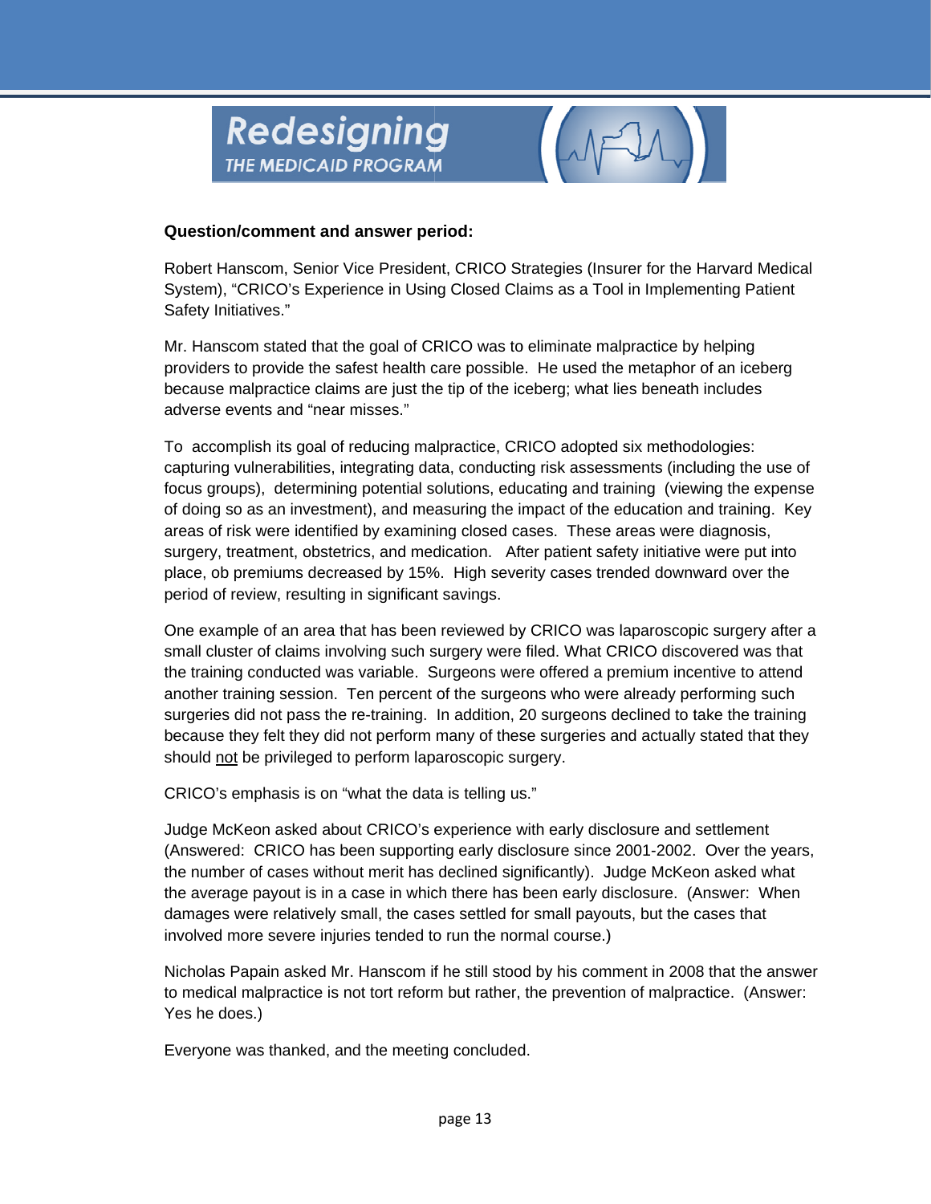**Question/comment and answer period:**

Robert Hanscom, Senior Vice President, CRICO Strategies (Insurer for the Harvard Medical System), "CRICO's Experience in Using Closed Claims as a Tool in Implementing Patient Safety Initiatives."

Mr. Hanscom stated that the goal of CRICO was to eliminate malpractice by helping providers to provide the safest health care possible. He used the metaphor of an iceberg because malpractice claims are just the tip of the iceberg; what lies beneath includes adverse events and "near misses."

To accomplish its goal of reducing malpractice, CRICO adopted six methodologies: capturing vulnerabilities, integrating data, conducting risk assessments (including the use of focus groups), determining potential solutions, educating and training (viewing the expense of doing so as an investment), and measuring the impact of the education and training. Key areas of risk were identified by examining closed cases. These areas were diagnosis, surgery, treatment, obstetrics, and medication. After patient safety initiative were put into place, ob premiums decreased by 15%. High severity cases trended downward over the period of review, resulting in significant savings.

One example of an area that has been reviewed by CRICO was laparoscopic surgery after a small cluster of claims involving such surgery were filed. What CRICO discovered was that the training conducted was variable. Surgeons were offered a premium incentive to attend another training session. Ten percent of the surgeons who were already performing such surgeries did not pass the re-training. In addition, 20 surgeons declined to take the training because they felt they did not perform many of these surgeries and actually stated that they should <u>not</u> be privileged to perform laparoscopic surgery.

CRICO's emphasis is on "what the data is telling us."

Judge McKeon asked about CRICO's experience with early disclosure and settlement (Answered: CRICO has been supporting early disclosure since 2001-2002. Over the years, the number of cases without merit has declined significantly). Judge McKeon asked what the average payout is in a case in which there has been early disclosure. (Answer: When damages were relatively small, the cases settled for small payouts, but the cases that involved more severe injuries tended to run the normal course.)

Nicholas Papain asked Mr. Hanscom if he still stood by his comment in 2008 that the answer to medical malpractice is not tort reform but rather, the prevention of malpractice. (Answer: Yes he does.)

Everyone was thanked, and the meeting concluded.